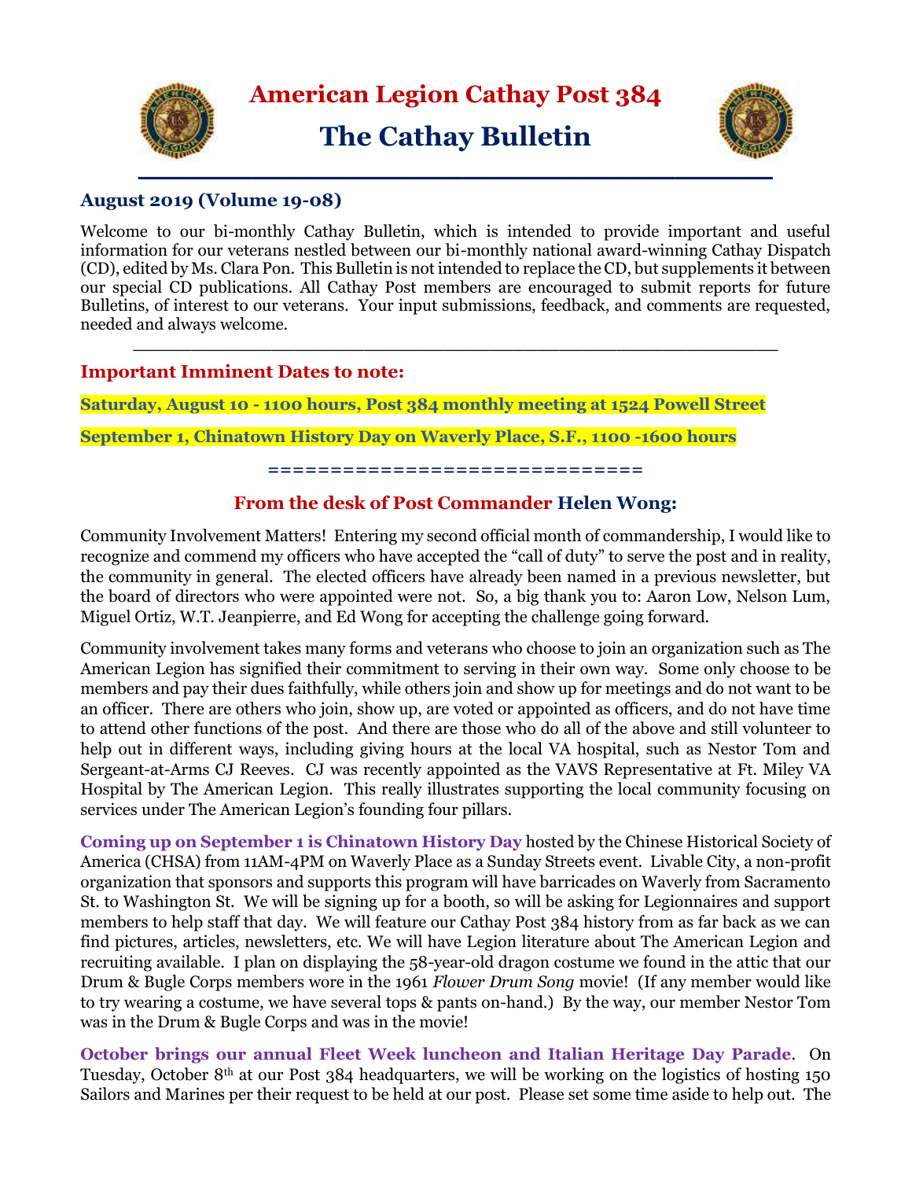# American Legion Cathay Post 384

# The Cathay Bulletin

## August 2019 (Volume 19-08)

Welcome to our bi-monthly Cathay Bulletin, which is intended to provide important and useful information for our veterans nestled between our bi-monthly national award-winning Cathay Dispatch (CD), edited by Ms. Clara Pon. This Bulletin is not intended to replace the CD, but supplements it between our special CD publications. All Cathay Post members are encouraged to submit reports for future Bulletins, of interest to our veterans. Your input submissions, feedback, and comments are requested, needed and always welcome.

---

## Important Imminent Dates to note:

**Saturday, August 10 - 1100 hours, Post 384 monthly meeting at 1524 Powell Street**

**September 1, Chinatown History Day on Waverly Place, S.F., 1100 -1600 hours**

==============================

## From the desk of Post Commander Helen Wong:

Community Involvement Matters! Entering my second official month of commandership, I would like to recognize and commend my officers who have accepted the "call of duty" to serve the post and in reality, the community in general. The elected officers have already been named in a previous newsletter, but the board of directors who were appointed were not. So, a big thank you to: Aaron Low, Nelson Lum, Miguel Ortiz, W.T. Jeanpierre, and Ed Wong for accepting the challenge going forward.

Community involvement takes many forms and veterans who choose to join an organization such as The American Legion has signified their commitment to serving in their own way. Some only choose to be members and pay their dues faithfully, while others join and show up for meetings and do not want to be an officer. There are others who join, show up, are voted or appointed as officers, and do not have time to attend other functions of the post. And there are those who do all of the above and still volunteer to help out in different ways, including giving hours at the local VA hospital, such as Nestor Tom and Sergeant-at-Arms CJ Reeves. CJ was recently appointed as the VAVS Representative at Ft. Miley VA Hospital by The American Legion. This really illustrates supporting the local community focusing on services under The American Legion's founding four pillars.

**Coming up on September 1 is Chinatown History Day** hosted by the Chinese Historical Society of America (CHSA) from 11AM-4PM on Waverly Place as a Sunday Streets event. Livable City, a non-profit organization that sponsors and supports this program will have barricades on Waverly from Sacramento St. to Washington St. We will be signing up for a booth, so will be asking for Legionnaires and support members to help staff that day. We will feature our Cathay Post 384 history from as far back as we can find pictures, articles, newsletters, etc. We will have Legion literature about The American Legion and recruiting available. I plan on displaying the 58-year-old dragon costume we found in the attic that our Drum & Bugle Corps members wore in the 1961 *Flower Drum Song* movie! (If any member would like to try wearing a costume, we have several tops & pants on-hand.) By the way, our member Nestor Tom was in the Drum & Bugle Corps and was in the movie!

**October brings our annual Fleet Week luncheon and Italian Heritage Day Parade**. On Tuesday, October 8th at our Post 384 headquarters, we will be working on the logistics of hosting 150 Sailors and Marines per their request to be held at our post. Please set some time aside to help out. The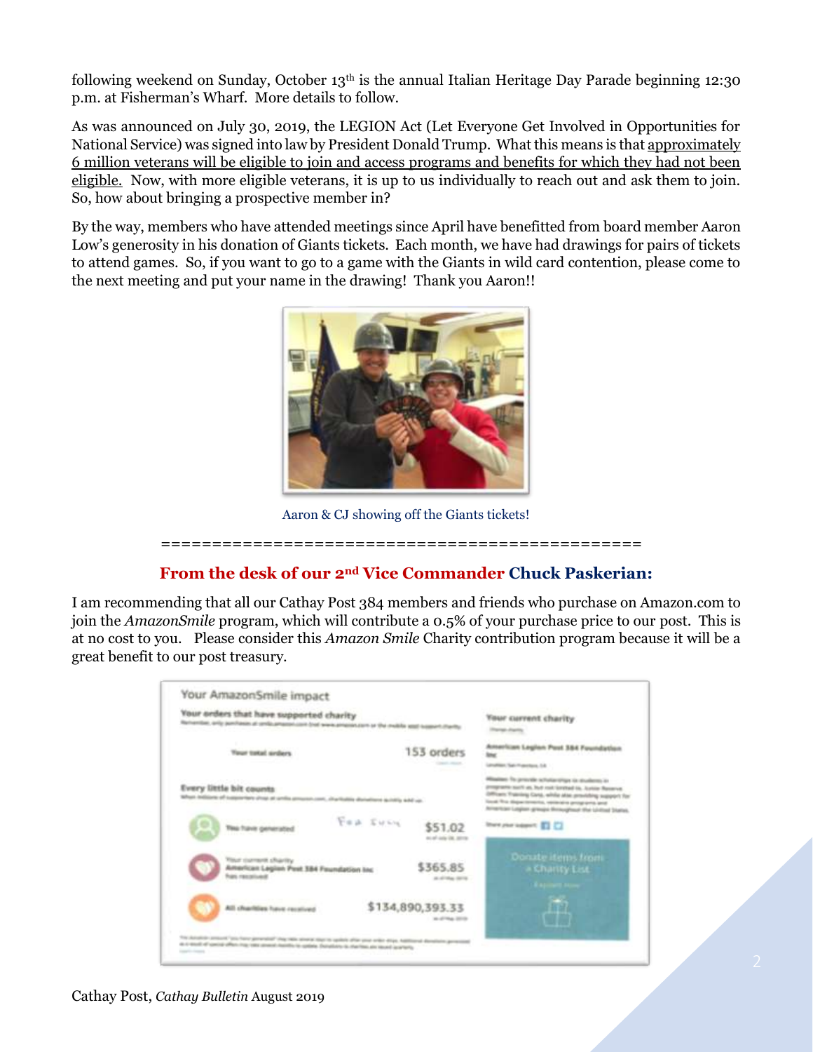following weekend on Sunday, October 13th is the annual Italian Heritage Day Parade beginning 12:30 p.m. at Fisherman's Wharf. More details to follow.

As was announced on July 30, 2019, the LEGION Act (Let Everyone Get Involved in Opportunities for National Service) was signed into law by President Donald Trump. What this means is that approximately 6 million veterans will be eligible to join and access programs and benefits for which they had not been eligible. Now, with more eligible veterans, it is up to us individually to reach out and ask them to join. So, how about bringing a prospective member in?

By the way, members who have attended meetings since April have benefitted from board member Aaron Low's generosity in his donation of Giants tickets. Each month, we have had drawings for pairs of tickets to attend games. So, if you want to go to a game with the Giants in wild card contention, please come to the next meeting and put your name in the drawing! Thank you Aaron!!

Aaron & CJ showing off the Giants tickets!

================================================

## From the desk of our 2nd Vice Commander Chuck Paskerian:

I am recommending that all our Cathay Post 384 members and friends who purchase on Amazon.com to join the *AmazonSmile* program, which will contribute a 0.5% of your purchase price to our post. This is at no cost to you. Please consider this *Amazon Smile* Charity contribution program because it will be a great benefit to our post treasury.

Your AmazonSmile impact

Your orders that have supported charity

Your total orders: 153 orders

Every little bit counts

You have generated: $51.02

Your current charity American Legion Post 384 Foundation Inc has received: $365.85

All charities have received: $134,890,393.33

Your current charity: American Legion Post 384 Foundation Inc

Donate items from a Charity List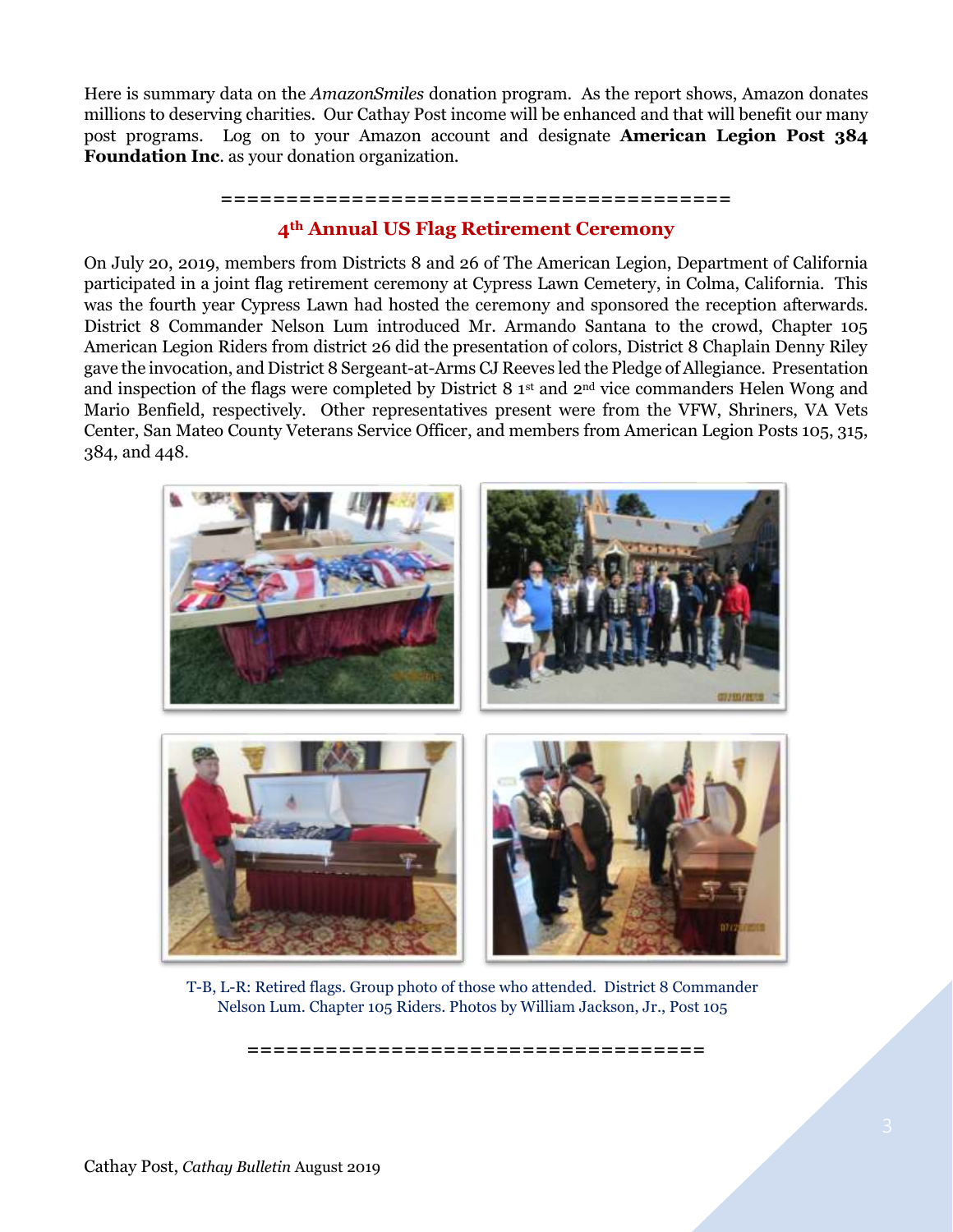Here is summary data on the *AmazonSmiles* donation program. As the report shows, Amazon donates millions to deserving charities. Our Cathay Post income will be enhanced and that will benefit our many post programs. Log on to your Amazon account and designate **American Legion Post 384 Foundation Inc**. as your donation organization.

=======================================

## 4th Annual US Flag Retirement Ceremony

On July 20, 2019, members from Districts 8 and 26 of The American Legion, Department of California participated in a joint flag retirement ceremony at Cypress Lawn Cemetery, in Colma, California. This was the fourth year Cypress Lawn had hosted the ceremony and sponsored the reception afterwards. District 8 Commander Nelson Lum introduced Mr. Armando Santana to the crowd, Chapter 105 American Legion Riders from district 26 did the presentation of colors, District 8 Chaplain Denny Riley gave the invocation, and District 8 Sergeant-at-Arms CJ Reeves led the Pledge of Allegiance. Presentation and inspection of the flags were completed by District 8 1st and 2nd vice commanders Helen Wong and Mario Benfield, respectively. Other representatives present were from the VFW, Shriners, VA Vets Center, San Mateo County Veterans Service Officer, and members from American Legion Posts 105, 315, 384, and 448.

T-B, L-R: Retired flags. Group photo of those who attended. District 8 Commander Nelson Lum. Chapter 105 Riders. Photos by William Jackson, Jr., Post 105

===================================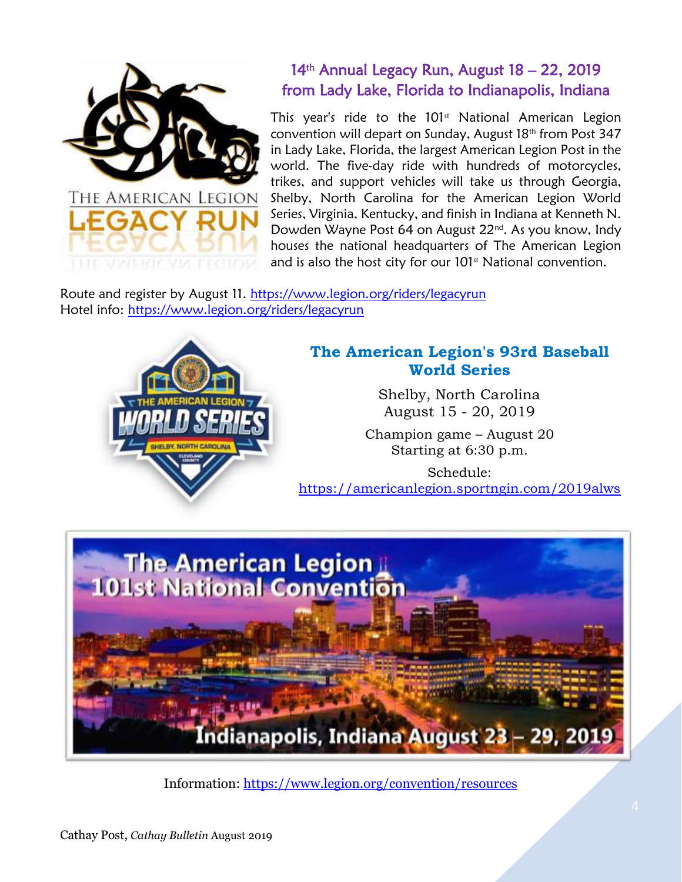## 14th Annual Legacy Run, August 18 – 22, 2019 from Lady Lake, Florida to Indianapolis, Indiana

This year's ride to the 101st National American Legion convention will depart on Sunday, August 18th from Post 347 in Lady Lake, Florida, the largest American Legion Post in the world. The five-day ride with hundreds of motorcycles, trikes, and support vehicles will take us through Georgia, Shelby, North Carolina for the American Legion World Series, Virginia, Kentucky, and finish in Indiana at Kenneth N. Dowden Wayne Post 64 on August 22nd. As you know, Indy houses the national headquarters of The American Legion and is also the host city for our 101st National convention.

Route and register by August 11. https://www.legion.org/riders/legacyrun
Hotel info: https://www.legion.org/riders/legacyrun

## The American Legion's 93rd Baseball World Series

Shelby, North Carolina
August 15 - 20, 2019

Champion game – August 20
Starting at 6:30 p.m.

Schedule:
https://americanlegion.sportngin.com/2019alws

## The American Legion 101st National Convention

Indianapolis, Indiana August 23 – 29, 2019

Information: https://www.legion.org/convention/resources

Cathay Post, *Cathay Bulletin* August 2019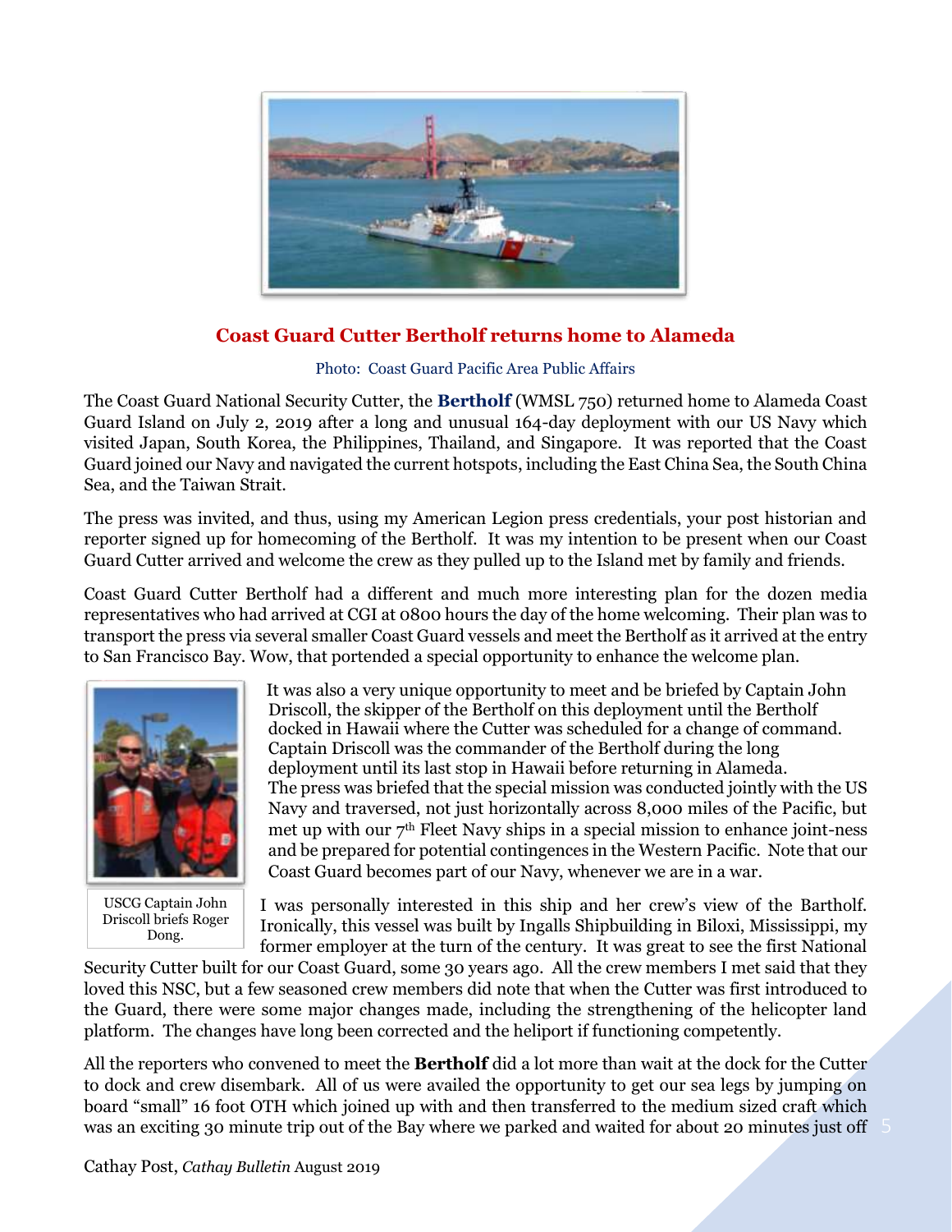## Coast Guard Cutter Bertholf returns home to Alameda

Photo: Coast Guard Pacific Area Public Affairs

The Coast Guard National Security Cutter, the **Bertholf** (WMSL 750) returned home to Alameda Coast Guard Island on July 2, 2019 after a long and unusual 164-day deployment with our US Navy which visited Japan, South Korea, the Philippines, Thailand, and Singapore. It was reported that the Coast Guard joined our Navy and navigated the current hotspots, including the East China Sea, the South China Sea, and the Taiwan Strait.

The press was invited, and thus, using my American Legion press credentials, your post historian and reporter signed up for homecoming of the Bertholf. It was my intention to be present when our Coast Guard Cutter arrived and welcome the crew as they pulled up to the Island met by family and friends.

Coast Guard Cutter Bertholf had a different and much more interesting plan for the dozen media representatives who had arrived at CGI at 0800 hours the day of the home welcoming. Their plan was to transport the press via several smaller Coast Guard vessels and meet the Bertholf as it arrived at the entry to San Francisco Bay. Wow, that portended a special opportunity to enhance the welcome plan.

USCG Captain John Driscoll briefs Roger Dong.

It was also a very unique opportunity to meet and be briefed by Captain John Driscoll, the skipper of the Bertholf on this deployment until the Bertholf docked in Hawaii where the Cutter was scheduled for a change of command. Captain Driscoll was the commander of the Bertholf during the long deployment until its last stop in Hawaii before returning in Alameda. The press was briefed that the special mission was conducted jointly with the US Navy and traversed, not just horizontally across 8,000 miles of the Pacific, but met up with our 7th Fleet Navy ships in a special mission to enhance joint-ness and be prepared for potential contingences in the Western Pacific. Note that our Coast Guard becomes part of our Navy, whenever we are in a war.

I was personally interested in this ship and her crew's view of the Barthoff. Ironically, this vessel was built by Ingalls Shipbuilding in Biloxi, Mississippi, my former employer at the turn of the century. It was great to see the first National Security Cutter built for our Coast Guard, some 30 years ago. All the crew members I met said that they loved this NSC, but a few seasoned crew members did note that when the Cutter was first introduced to the Guard, there were some major changes made, including the strengthening of the helicopter land platform. The changes have long been corrected and the heliport if functioning competently.

All the reporters who convened to meet the **Bertholf** did a lot more than wait at the dock for the Cutter to dock and crew disembark. All of us were availed the opportunity to get our sea legs by jumping on board "small" 16 foot OTH which joined up with and then transferred to the medium sized craft which was an exciting 30 minute trip out of the Bay where we parked and waited for about 20 minutes just off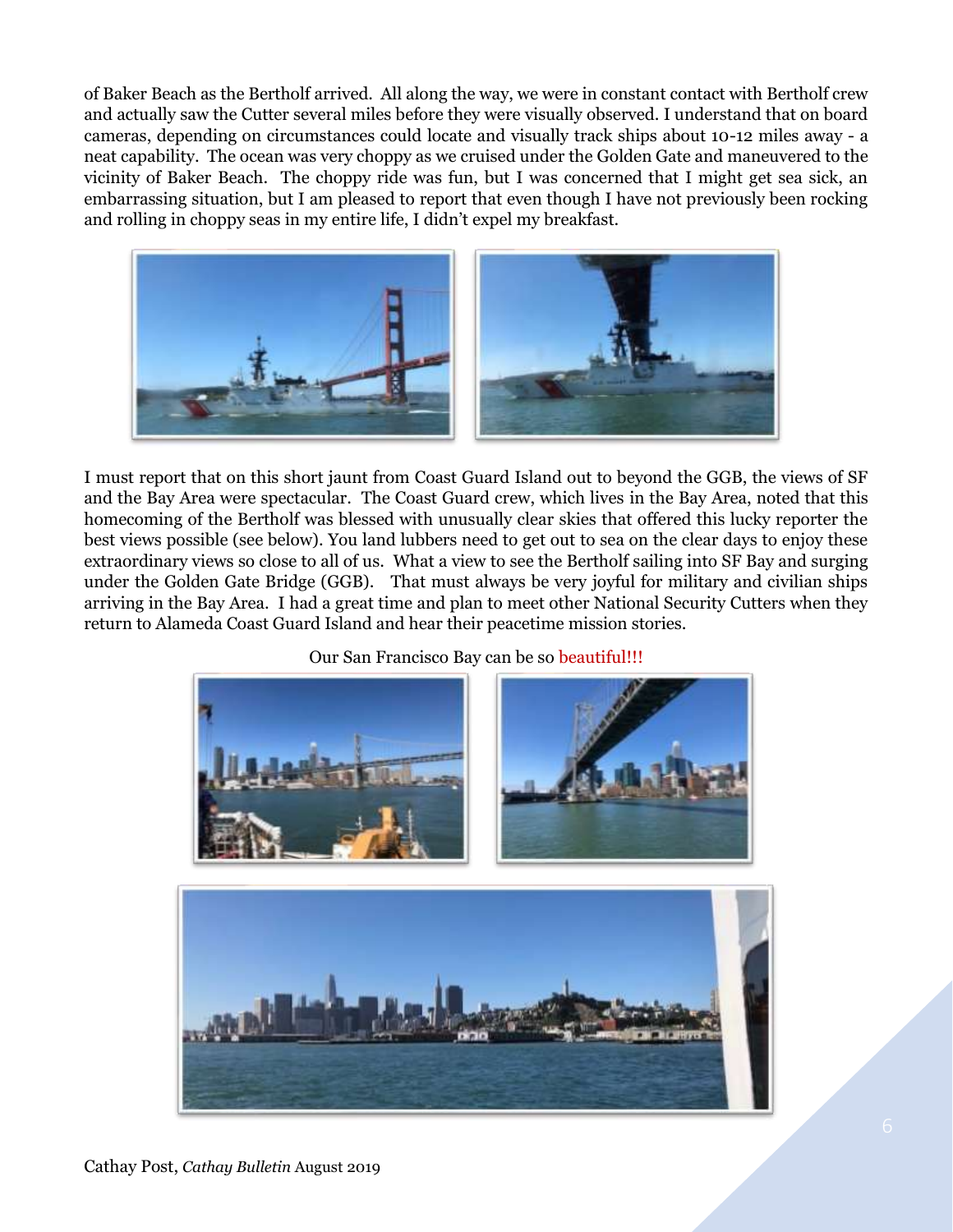of Baker Beach as the Bertholf arrived. All along the way, we were in constant contact with Bertholf crew and actually saw the Cutter several miles before they were visually observed. I understand that on board cameras, depending on circumstances could locate and visually track ships about 10-12 miles away - a neat capability. The ocean was very choppy as we cruised under the Golden Gate and maneuvered to the vicinity of Baker Beach. The choppy ride was fun, but I was concerned that I might get sea sick, an embarrassing situation, but I am pleased to report that even though I have not previously been rocking and rolling in choppy seas in my entire life, I didn't expel my breakfast.

I must report that on this short jaunt from Coast Guard Island out to beyond the GGB, the views of SF and the Bay Area were spectacular. The Coast Guard crew, which lives in the Bay Area, noted that this homecoming of the Bertholf was blessed with unusually clear skies that offered this lucky reporter the best views possible (see below). You land lubbers need to get out to sea on the clear days to enjoy these extraordinary views so close to all of us. What a view to see the Bertholf sailing into SF Bay and surging under the Golden Gate Bridge (GGB). That must always be very joyful for military and civilian ships arriving in the Bay Area. I had a great time and plan to meet other National Security Cutters when they return to Alameda Coast Guard Island and hear their peacetime mission stories.

Our San Francisco Bay can be so beautiful!!!

Cathay Post, *Cathay Bulletin* August 2019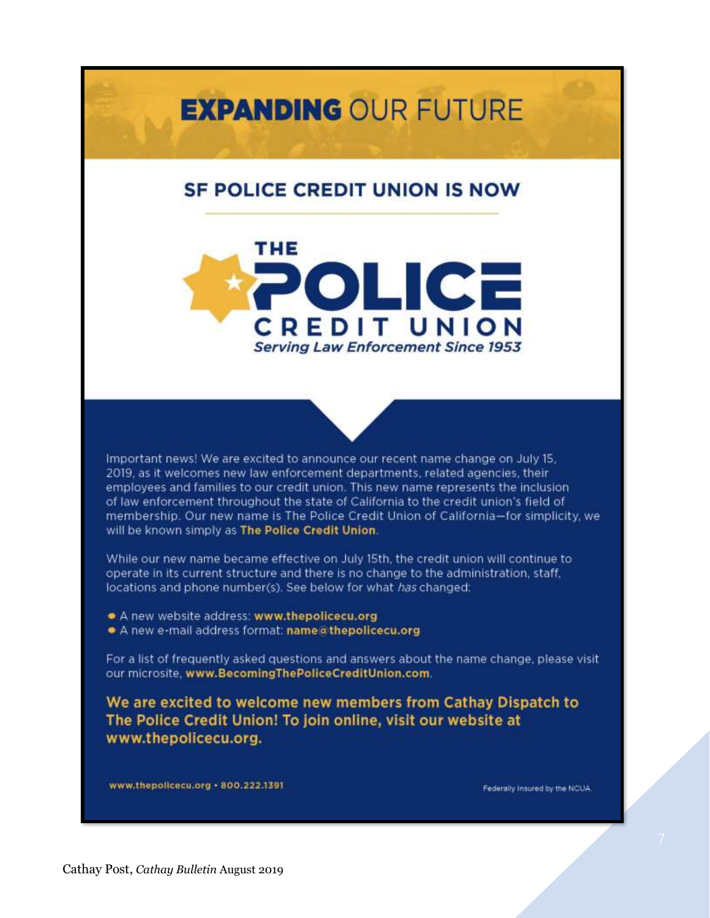# **EXPANDING** OUR FUTURE

## SF POLICE CREDIT UNION IS NOW

**THE POLICE CREDIT UNION**

*Serving Law Enforcement Since 1953*

Important news! We are excited to announce our recent name change on July 15, 2019, as it welcomes new law enforcement departments, related agencies, their employees and families to our credit union. This new name represents the inclusion of law enforcement throughout the state of California to the credit union's field of membership. Our new name is The Police Credit Union of California—for simplicity, we will be known simply as **The Police Credit Union**.

While our new name became effective on July 15th, the credit union will continue to operate in its current structure and there is no change to the administration, staff, locations and phone number(s). See below for what *has* changed:

- A new website address: **www.thepolicecu.org**
- A new e-mail address format: **name@thepolicecu.org**

For a list of frequently asked questions and answers about the name change, please visit our microsite, **www.BecomingThePoliceCreditUnion.com**.

**We are excited to welcome new members from Cathay Dispatch to The Police Credit Union! To join online, visit our website at www.thepolicecu.org.**

**www.thepolicecu.org • 800.222.1391**

Federally Insured by the NCUA.

Cathay Post, *Cathay Bulletin* August 2019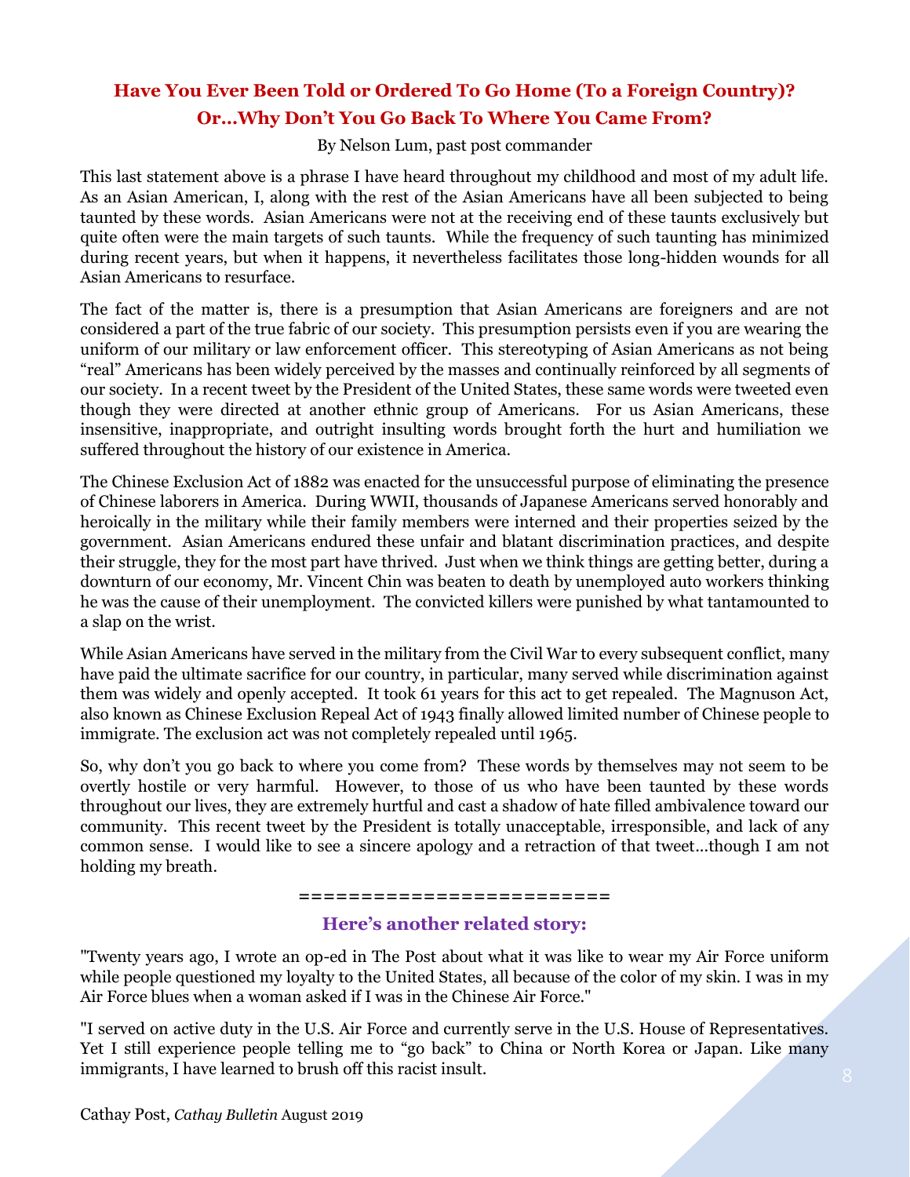## Have You Ever Been Told or Ordered To Go Home (To a Foreign Country)? Or…Why Don't You Go Back To Where You Came From?

By Nelson Lum, past post commander

This last statement above is a phrase I have heard throughout my childhood and most of my adult life. As an Asian American, I, along with the rest of the Asian Americans have all been subjected to being taunted by these words. Asian Americans were not at the receiving end of these taunts exclusively but quite often were the main targets of such taunts. While the frequency of such taunting has minimized during recent years, but when it happens, it nevertheless facilitates those long-hidden wounds for all Asian Americans to resurface.

The fact of the matter is, there is a presumption that Asian Americans are foreigners and are not considered a part of the true fabric of our society. This presumption persists even if you are wearing the uniform of our military or law enforcement officer. This stereotyping of Asian Americans as not being "real" Americans has been widely perceived by the masses and continually reinforced by all segments of our society. In a recent tweet by the President of the United States, these same words were tweeted even though they were directed at another ethnic group of Americans. For us Asian Americans, these insensitive, inappropriate, and outright insulting words brought forth the hurt and humiliation we suffered throughout the history of our existence in America.

The Chinese Exclusion Act of 1882 was enacted for the unsuccessful purpose of eliminating the presence of Chinese laborers in America. During WWII, thousands of Japanese Americans served honorably and heroically in the military while their family members were interned and their properties seized by the government. Asian Americans endured these unfair and blatant discrimination practices, and despite their struggle, they for the most part have thrived. Just when we think things are getting better, during a downturn of our economy, Mr. Vincent Chin was beaten to death by unemployed auto workers thinking he was the cause of their unemployment. The convicted killers were punished by what tantamounted to a slap on the wrist.

While Asian Americans have served in the military from the Civil War to every subsequent conflict, many have paid the ultimate sacrifice for our country, in particular, many served while discrimination against them was widely and openly accepted. It took 61 years for this act to get repealed. The Magnuson Act, also known as Chinese Exclusion Repeal Act of 1943 finally allowed limited number of Chinese people to immigrate. The exclusion act was not completely repealed until 1965.

So, why don't you go back to where you come from? These words by themselves may not seem to be overtly hostile or very harmful. However, to those of us who have been taunted by these words throughout our lives, they are extremely hurtful and cast a shadow of hate filled ambivalence toward our community. This recent tweet by the President is totally unacceptable, irresponsible, and lack of any common sense. I would like to see a sincere apology and a retraction of that tweet…though I am not holding my breath.

========================

### Here's another related story:

"Twenty years ago, I wrote an op-ed in The Post about what it was like to wear my Air Force uniform while people questioned my loyalty to the United States, all because of the color of my skin. I was in my Air Force blues when a woman asked if I was in the Chinese Air Force."

"I served on active duty in the U.S. Air Force and currently serve in the U.S. House of Representatives. Yet I still experience people telling me to "go back" to China or North Korea or Japan. Like many immigrants, I have learned to brush off this racist insult.

Cathay Post, *Cathay Bulletin* August 2019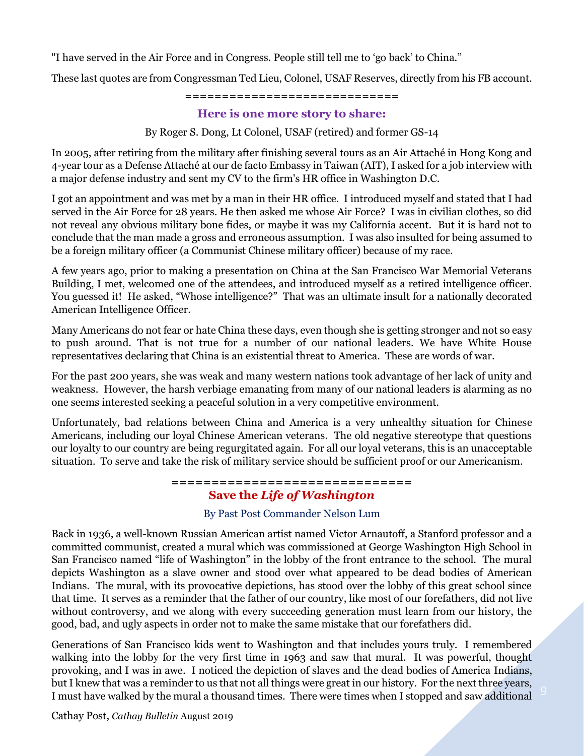"I have served in the Air Force and in Congress. People still tell me to 'go back' to China."

These last quotes are from Congressman Ted Lieu, Colonel, USAF Reserves, directly from his FB account.

=============================

### Here is one more story to share:

By Roger S. Dong, Lt Colonel, USAF (retired) and former GS-14

In 2005, after retiring from the military after finishing several tours as an Air Attaché in Hong Kong and 4-year tour as a Defense Attaché at our de facto Embassy in Taiwan (AIT), I asked for a job interview with a major defense industry and sent my CV to the firm's HR office in Washington D.C.

I got an appointment and was met by a man in their HR office. I introduced myself and stated that I had served in the Air Force for 28 years. He then asked me whose Air Force? I was in civilian clothes, so did not reveal any obvious military bone fides, or maybe it was my California accent. But it is hard not to conclude that the man made a gross and erroneous assumption. I was also insulted for being assumed to be a foreign military officer (a Communist Chinese military officer) because of my race.

A few years ago, prior to making a presentation on China at the San Francisco War Memorial Veterans Building, I met, welcomed one of the attendees, and introduced myself as a retired intelligence officer. You guessed it! He asked, "Whose intelligence?" That was an ultimate insult for a nationally decorated American Intelligence Officer.

Many Americans do not fear or hate China these days, even though she is getting stronger and not so easy to push around. That is not true for a number of our national leaders. We have White House representatives declaring that China is an existential threat to America. These are words of war.

For the past 200 years, she was weak and many western nations took advantage of her lack of unity and weakness. However, the harsh verbiage emanating from many of our national leaders is alarming as no one seems interested seeking a peaceful solution in a very competitive environment.

Unfortunately, bad relations between China and America is a very unhealthy situation for Chinese Americans, including our loyal Chinese American veterans. The old negative stereotype that questions our loyalty to our country are being regurgitated again. For all our loyal veterans, this is an unacceptable situation. To serve and take the risk of military service should be sufficient proof or our Americanism.

==============================

### Save the *Life of Washington*

By Past Post Commander Nelson Lum

Back in 1936, a well-known Russian American artist named Victor Arnautoff, a Stanford professor and a committed communist, created a mural which was commissioned at George Washington High School in San Francisco named "life of Washington" in the lobby of the front entrance to the school. The mural depicts Washington as a slave owner and stood over what appeared to be dead bodies of American Indians. The mural, with its provocative depictions, has stood over the lobby of this great school since that time. It serves as a reminder that the father of our country, like most of our forefathers, did not live without controversy, and we along with every succeeding generation must learn from our history, the good, bad, and ugly aspects in order not to make the same mistake that our forefathers did.

Generations of San Francisco kids went to Washington and that includes yours truly. I remembered walking into the lobby for the very first time in 1963 and saw that mural. It was powerful, thought provoking, and I was in awe. I noticed the depiction of slaves and the dead bodies of America Indians, but I knew that was a reminder to us that not all things were great in our history. For the next three years, I must have walked by the mural a thousand times. There were times when I stopped and saw additional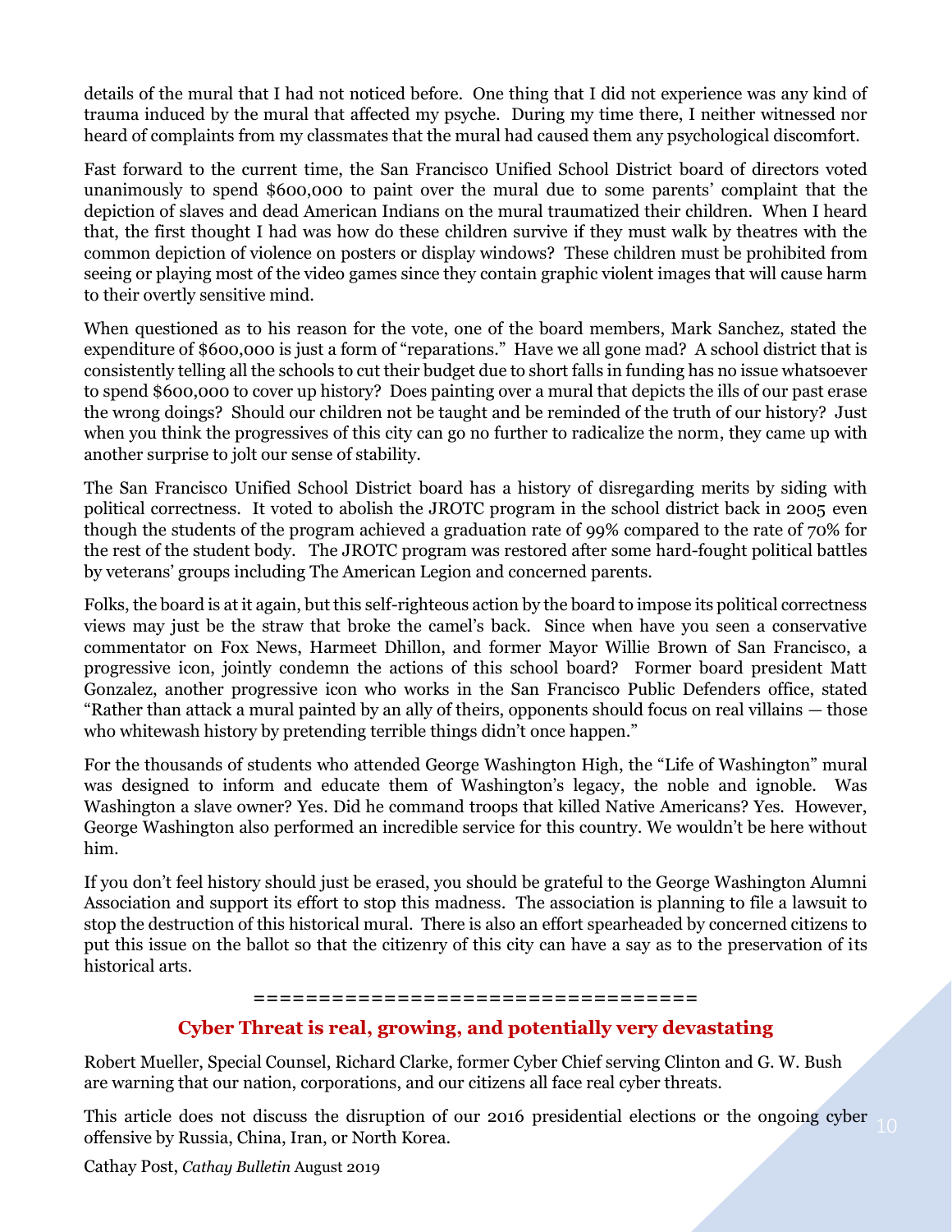details of the mural that I had not noticed before. One thing that I did not experience was any kind of trauma induced by the mural that affected my psyche. During my time there, I neither witnessed nor heard of complaints from my classmates that the mural had caused them any psychological discomfort.

Fast forward to the current time, the San Francisco Unified School District board of directors voted unanimously to spend $600,000 to paint over the mural due to some parents' complaint that the depiction of slaves and dead American Indians on the mural traumatized their children. When I heard that, the first thought I had was how do these children survive if they must walk by theatres with the common depiction of violence on posters or display windows? These children must be prohibited from seeing or playing most of the video games since they contain graphic violent images that will cause harm to their overtly sensitive mind.

When questioned as to his reason for the vote, one of the board members, Mark Sanchez, stated the expenditure of $600,000 is just a form of "reparations." Have we all gone mad? A school district that is consistently telling all the schools to cut their budget due to short falls in funding has no issue whatsoever to spend $600,000 to cover up history? Does painting over a mural that depicts the ills of our past erase the wrong doings? Should our children not be taught and be reminded of the truth of our history? Just when you think the progressives of this city can go no further to radicalize the norm, they came up with another surprise to jolt our sense of stability.

The San Francisco Unified School District board has a history of disregarding merits by siding with political correctness. It voted to abolish the JROTC program in the school district back in 2005 even though the students of the program achieved a graduation rate of 99% compared to the rate of 70% for the rest of the student body. The JROTC program was restored after some hard-fought political battles by veterans' groups including The American Legion and concerned parents.

Folks, the board is at it again, but this self-righteous action by the board to impose its political correctness views may just be the straw that broke the camel's back. Since when have you seen a conservative commentator on Fox News, Harmeet Dhillon, and former Mayor Willie Brown of San Francisco, a progressive icon, jointly condemn the actions of this school board? Former board president Matt Gonzalez, another progressive icon who works in the San Francisco Public Defenders office, stated "Rather than attack a mural painted by an ally of theirs, opponents should focus on real villains — those who whitewash history by pretending terrible things didn't once happen."

For the thousands of students who attended George Washington High, the "Life of Washington" mural was designed to inform and educate them of Washington's legacy, the noble and ignoble. Was Washington a slave owner? Yes. Did he command troops that killed Native Americans? Yes. However, George Washington also performed an incredible service for this country. We wouldn't be here without him.

If you don't feel history should just be erased, you should be grateful to the George Washington Alumni Association and support its effort to stop this madness. The association is planning to file a lawsuit to stop the destruction of this historical mural. There is also an effort spearheaded by concerned citizens to put this issue on the ballot so that the citizenry of this city can have a say as to the preservation of its historical arts.

==================================

## Cyber Threat is real, growing, and potentially very devastating

Robert Mueller, Special Counsel, Richard Clarke, former Cyber Chief serving Clinton and G. W. Bush are warning that our nation, corporations, and our citizens all face real cyber threats.

This article does not discuss the disruption of our 2016 presidential elections or the ongoing cyber offensive by Russia, China, Iran, or North Korea.

Cathay Post, *Cathay Bulletin* August 2019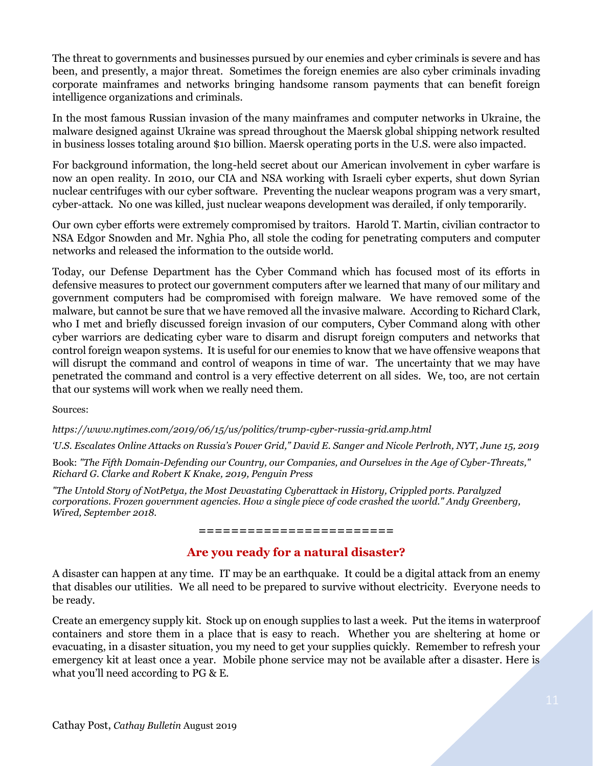The threat to governments and businesses pursued by our enemies and cyber criminals is severe and has been, and presently, a major threat. Sometimes the foreign enemies are also cyber criminals invading corporate mainframes and networks bringing handsome ransom payments that can benefit foreign intelligence organizations and criminals.

In the most famous Russian invasion of the many mainframes and computer networks in Ukraine, the malware designed against Ukraine was spread throughout the Maersk global shipping network resulted in business losses totaling around $10 billion. Maersk operating ports in the U.S. were also impacted.

For background information, the long-held secret about our American involvement in cyber warfare is now an open reality. In 2010, our CIA and NSA working with Israeli cyber experts, shut down Syrian nuclear centrifuges with our cyber software. Preventing the nuclear weapons program was a very smart, cyber-attack. No one was killed, just nuclear weapons development was derailed, if only temporarily.

Our own cyber efforts were extremely compromised by traitors. Harold T. Martin, civilian contractor to NSA Edgor Snowden and Mr. Nghia Pho, all stole the coding for penetrating computers and computer networks and released the information to the outside world.

Today, our Defense Department has the Cyber Command which has focused most of its efforts in defensive measures to protect our government computers after we learned that many of our military and government computers had be compromised with foreign malware. We have removed some of the malware, but cannot be sure that we have removed all the invasive malware. According to Richard Clark, who I met and briefly discussed foreign invasion of our computers, Cyber Command along with other cyber warriors are dedicating cyber ware to disarm and disrupt foreign computers and networks that control foreign weapon systems. It is useful for our enemies to know that we have offensive weapons that will disrupt the command and control of weapons in time of war. The uncertainty that we may have penetrated the command and control is a very effective deterrent on all sides. We, too, are not certain that our systems will work when we really need them.

Sources:

*https://www.nytimes.com/2019/06/15/us/politics/trump-cyber-russia-grid.amp.html*

*'U.S. Escalates Online Attacks on Russia's Power Grid," David E. Sanger and Nicole Perlroth, NYT, June 15, 2019*

Book: *"The Fifth Domain-Defending our Country, our Companies, and Ourselves in the Age of Cyber-Threats," Richard G. Clarke and Robert K Knake, 2019, Penguin Press*

*"The Untold Story of NotPetya, the Most Devastating Cyberattack in History, Crippled ports. Paralyzed corporations. Frozen government agencies. How a single piece of code crashed the world." Andy Greenberg, Wired, September 2018.*

========================

## Are you ready for a natural disaster?

A disaster can happen at any time. IT may be an earthquake. It could be a digital attack from an enemy that disables our utilities. We all need to be prepared to survive without electricity. Everyone needs to be ready.

Create an emergency supply kit. Stock up on enough supplies to last a week. Put the items in waterproof containers and store them in a place that is easy to reach. Whether you are sheltering at home or evacuating, in a disaster situation, you my need to get your supplies quickly. Remember to refresh your emergency kit at least once a year. Mobile phone service may not be available after a disaster. Here is what you'll need according to PG & E.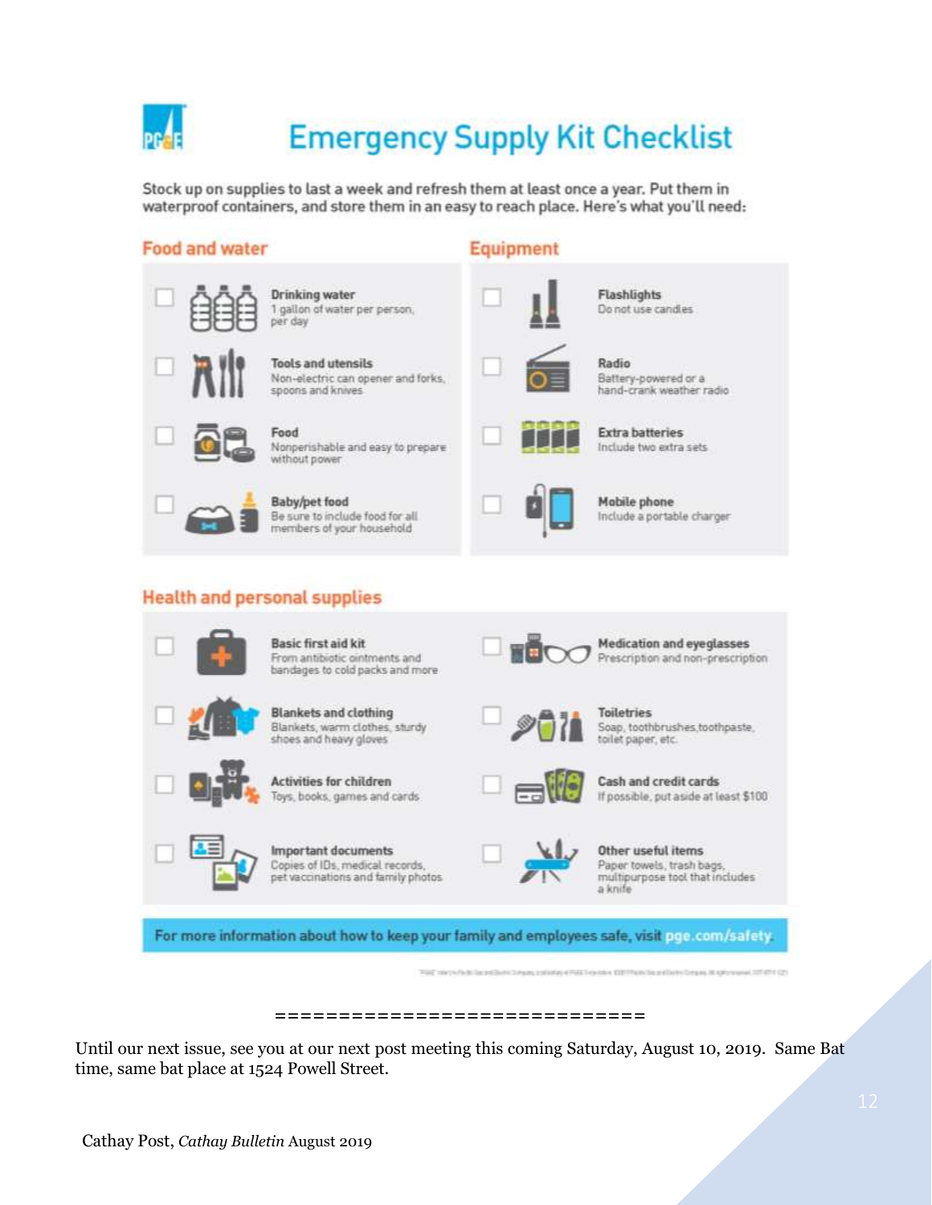# Emergency Supply Kit Checklist

Stock up on supplies to last a week and refresh them at least once a year. Put them in waterproof containers, and store them in an easy to reach place. Here's what you'll need:

## Food and water

- ☐ **Drinking water** — 1 gallon of water per person, per day
- ☐ **Tools and utensils** — Non-electric can opener and forks, spoons and knives
- ☐ **Food** — Nonperishable and easy to prepare without power
- ☐ **Baby/pet food** — Be sure to include food for all members of your household

## Equipment

- ☐ **Flashlights** — Do not use candles
- ☐ **Radio** — Battery-powered or a hand-crank weather radio
- ☐ **Extra batteries** — Include two extra sets
- ☐ **Mobile phone** — Include a portable charger

## Health and personal supplies

- ☐ **Basic first aid kit** — From antibiotic ointments and bandages to cold packs and more
- ☐ **Blankets and clothing** — Blankets, warm clothes, sturdy shoes and heavy gloves
- ☐ **Activities for children** — Toys, books, games and cards
- ☐ **Important documents** — Copies of IDs, medical records, pet vaccinations and family photos
- ☐ **Medication and eyeglasses** — Prescription and non-prescription
- ☐ **Toiletries** — Soap, toothbrushes, toothpaste, toilet paper, etc.
- ☐ **Cash and credit cards** — If possible, put aside at least $100
- ☐ **Other useful items** — Paper towels, trash bags, multipurpose tool that includes a knife

For more information about how to keep your family and employees safe, visit pge.com/safety.

============================

Until our next issue, see you at our next post meeting this coming Saturday, August 10, 2019. Same Bat time, same bat place at 1524 Powell Street.

Cathay Post, *Cathay Bulletin* August 2019